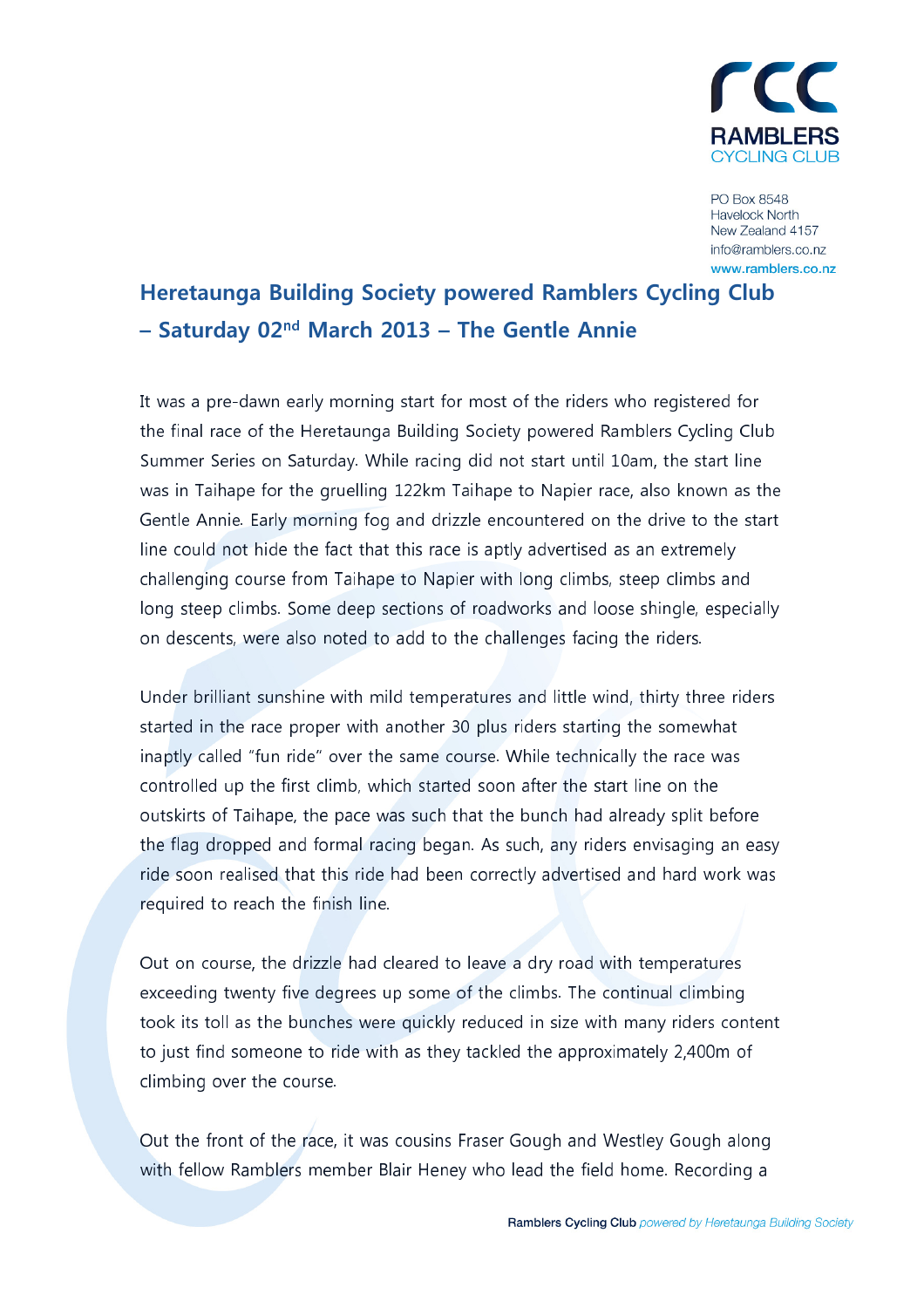RAMBLERS CYCLING CLUB

PO Box 8548
Havelock North
New Zealand 4157
info@ramblers.co.nz
www.ramblers.co.nz

# Heretaunga Building Society powered Ramblers Cycling Club – Saturday 02nd March 2013 – The Gentle Annie

It was a pre-dawn early morning start for most of the riders who registered for the final race of the Heretaunga Building Society powered Ramblers Cycling Club Summer Series on Saturday. While racing did not start until 10am, the start line was in Taihape for the gruelling 122km Taihape to Napier race, also known as the Gentle Annie. Early morning fog and drizzle encountered on the drive to the start line could not hide the fact that this race is aptly advertised as an extremely challenging course from Taihape to Napier with long climbs, steep climbs and long steep climbs. Some deep sections of roadworks and loose shingle, especially on descents, were also noted to add to the challenges facing the riders.

Under brilliant sunshine with mild temperatures and little wind, thirty three riders started in the race proper with another 30 plus riders starting the somewhat inaptly called "fun ride" over the same course. While technically the race was controlled up the first climb, which started soon after the start line on the outskirts of Taihape, the pace was such that the bunch had already split before the flag dropped and formal racing began. As such, any riders envisaging an easy ride soon realised that this ride had been correctly advertised and hard work was required to reach the finish line.

Out on course, the drizzle had cleared to leave a dry road with temperatures exceeding twenty five degrees up some of the climbs. The continual climbing took its toll as the bunches were quickly reduced in size with many riders content to just find someone to ride with as they tackled the approximately 2,400m of climbing over the course.

Out the front of the race, it was cousins Fraser Gough and Westley Gough along with fellow Ramblers member Blair Heney who lead the field home. Recording a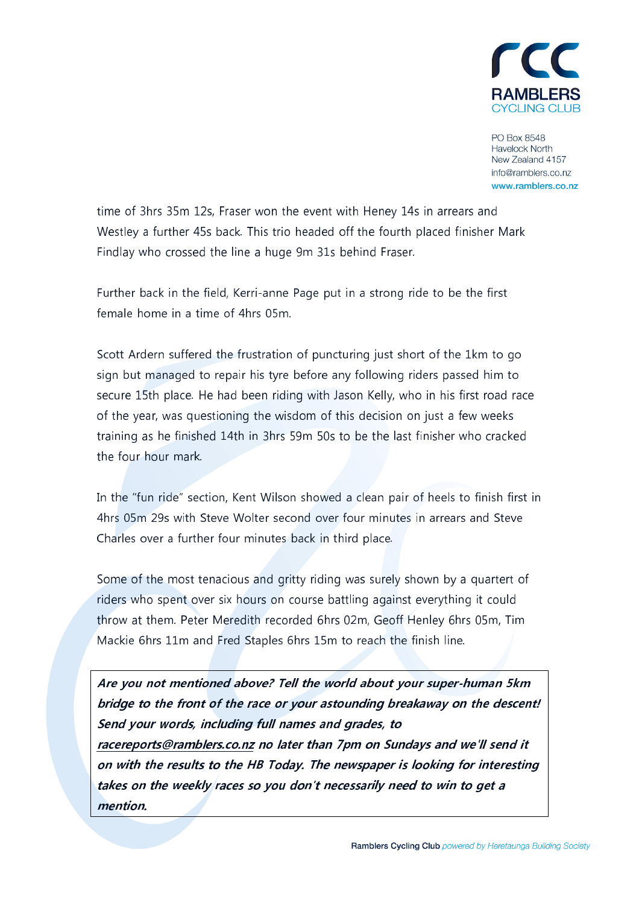time of 3hrs 35m 12s, Fraser won the event with Heney 14s in arrears and Westley a further 45s back. This trio headed off the fourth placed finisher Mark Findlay who crossed the line a huge 9m 31s behind Fraser.

Further back in the field, Kerri-anne Page put in a strong ride to be the first female home in a time of 4hrs 05m.

Scott Ardern suffered the frustration of puncturing just short of the 1km to go sign but managed to repair his tyre before any following riders passed him to secure 15th place. He had been riding with Jason Kelly, who in his first road race of the year, was questioning the wisdom of this decision on just a few weeks training as he finished 14th in 3hrs 59m 50s to be the last finisher who cracked the four hour mark.

In the "fun ride" section, Kent Wilson showed a clean pair of heels to finish first in 4hrs 05m 29s with Steve Wolter second over four minutes in arrears and Steve Charles over a further four minutes back in third place.

Some of the most tenacious and gritty riding was surely shown by a quartet of riders who spent over six hours on course battling against everything it could throw at them. Peter Meredith recorded 6hrs 02m, Geoff Henley 6hrs 05m, Tim Mackie 6hrs 11m and Fred Staples 6hrs 15m to reach the finish line.

***Are you not mentioned above? Tell the world about your super-human 5km bridge to the front of the race or your astounding breakaway on the descent! Send your words, including full names and grades, to racereports@ramblers.co.nz no later than 7pm on Sundays and we'll send it on with the results to the HB Today. The newspaper is looking for interesting takes on the weekly races so you don't necessarily need to win to get a mention.***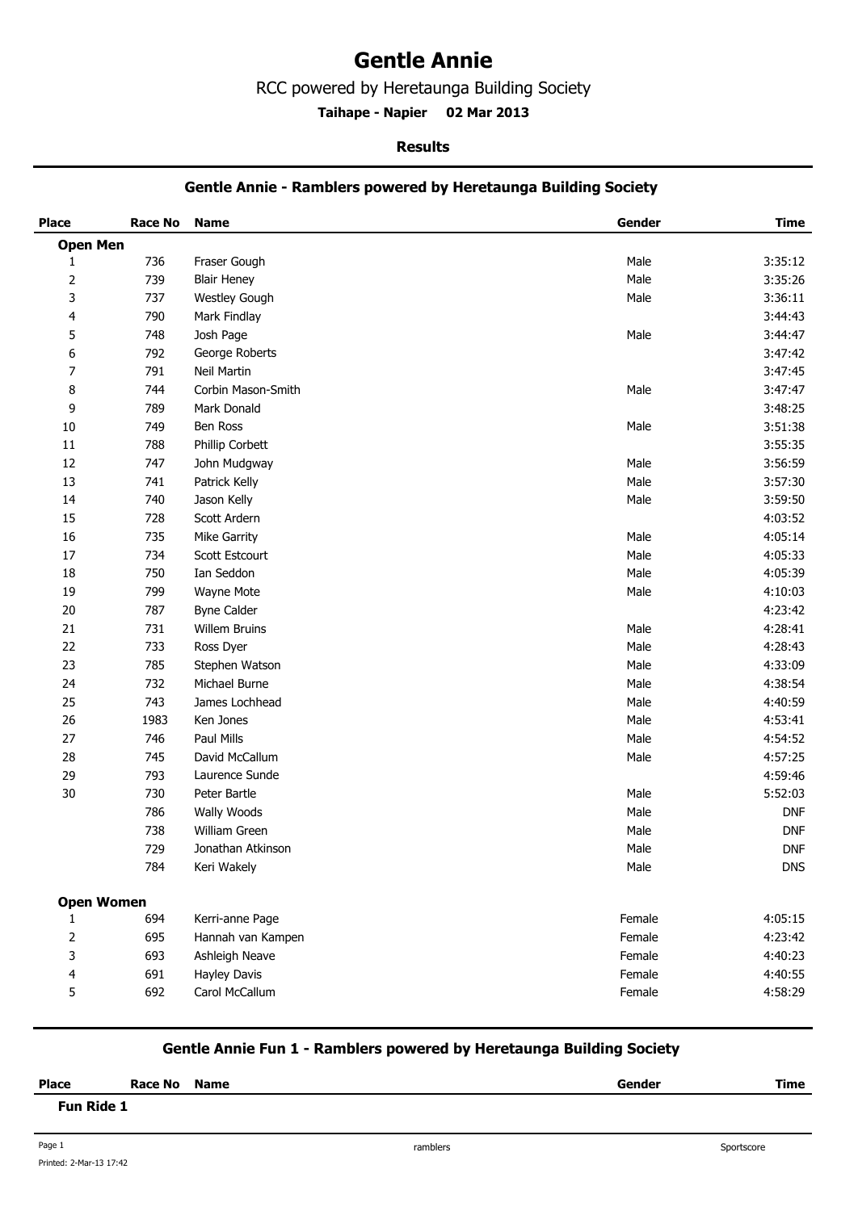# Gentle Annie

RCC powered by Heretaunga Building Society

**Taihape - Napier 02 Mar 2013**

**Results**

## Gentle Annie - Ramblers powered by Heretaunga Building Society

| Place | Race No | Name | Gender | Time |
|---|---|---|---|---|
| **Open Men** | | | | |
| 1 | 736 | Fraser Gough | Male | 3:35:12 |
| 2 | 739 | Blair Heney | Male | 3:35:26 |
| 3 | 737 | Westley Gough | Male | 3:36:11 |
| 4 | 790 | Mark Findlay | | 3:44:43 |
| 5 | 748 | Josh Page | Male | 3:44:47 |
| 6 | 792 | George Roberts | | 3:47:42 |
| 7 | 791 | Neil Martin | | 3:47:45 |
| 8 | 744 | Corbin Mason-Smith | Male | 3:47:47 |
| 9 | 789 | Mark Donald | | 3:48:25 |
| 10 | 749 | Ben Ross | Male | 3:51:38 |
| 11 | 788 | Phillip Corbett | | 3:55:35 |
| 12 | 747 | John Mudgway | Male | 3:56:59 |
| 13 | 741 | Patrick Kelly | Male | 3:57:30 |
| 14 | 740 | Jason Kelly | Male | 3:59:50 |
| 15 | 728 | Scott Ardern | | 4:03:52 |
| 16 | 735 | Mike Garrity | Male | 4:05:14 |
| 17 | 734 | Scott Estcourt | Male | 4:05:33 |
| 18 | 750 | Ian Seddon | Male | 4:05:39 |
| 19 | 799 | Wayne Mote | Male | 4:10:03 |
| 20 | 787 | Byne Calder | | 4:23:42 |
| 21 | 731 | Willem Bruins | Male | 4:28:41 |
| 22 | 733 | Ross Dyer | Male | 4:28:43 |
| 23 | 785 | Stephen Watson | Male | 4:33:09 |
| 24 | 732 | Michael Burne | Male | 4:38:54 |
| 25 | 743 | James Lochhead | Male | 4:40:59 |
| 26 | 1983 | Ken Jones | Male | 4:53:41 |
| 27 | 746 | Paul Mills | Male | 4:54:52 |
| 28 | 745 | David McCallum | Male | 4:57:25 |
| 29 | 793 | Laurence Sunde | | 4:59:46 |
| 30 | 730 | Peter Bartle | Male | 5:52:03 |
| | 786 | Wally Woods | Male | DNF |
| | 738 | William Green | Male | DNF |
| | 729 | Jonathan Atkinson | Male | DNF |
| | 784 | Keri Wakely | Male | DNS |
| **Open Women** | | | | |
| 1 | 694 | Kerri-anne Page | Female | 4:05:15 |
| 2 | 695 | Hannah van Kampen | Female | 4:23:42 |
| 3 | 693 | Ashleigh Neave | Female | 4:40:23 |
| 4 | 691 | Hayley Davis | Female | 4:40:55 |
| 5 | 692 | Carol McCallum | Female | 4:58:29 |

## Gentle Annie Fun 1 - Ramblers powered by Heretaunga Building Society

| Place | Race No | Name | Gender | Time |
|---|---|---|---|---|
| **Fun Ride 1** | | | | |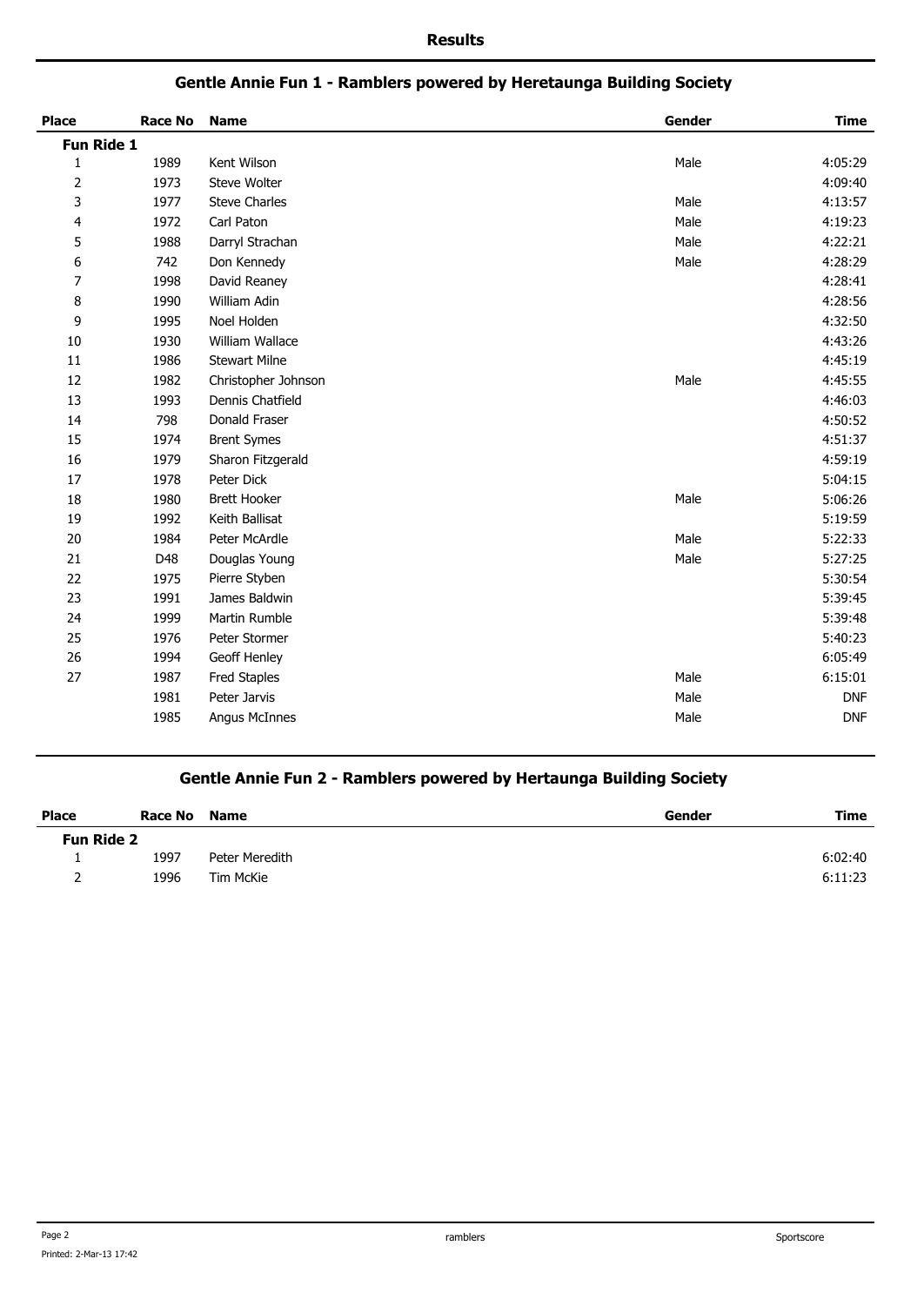# Results

## Gentle Annie Fun 1 - Ramblers powered by Heretaunga Building Society

| Place | Race No | Name | Gender | Time |
|---|---|---|---|---|
| **Fun Ride 1** | | | | |
| 1 | 1989 | Kent Wilson | Male | 4:05:29 |
| 2 | 1973 | Steve Wolter | | 4:09:40 |
| 3 | 1977 | Steve Charles | Male | 4:13:57 |
| 4 | 1972 | Carl Paton | Male | 4:19:23 |
| 5 | 1988 | Darryl Strachan | Male | 4:22:21 |
| 6 | 742 | Don Kennedy | Male | 4:28:29 |
| 7 | 1998 | David Reaney | | 4:28:41 |
| 8 | 1990 | William Adin | | 4:28:56 |
| 9 | 1995 | Noel Holden | | 4:32:50 |
| 10 | 1930 | William Wallace | | 4:43:26 |
| 11 | 1986 | Stewart Milne | | 4:45:19 |
| 12 | 1982 | Christopher Johnson | Male | 4:45:55 |
| 13 | 1993 | Dennis Chatfield | | 4:46:03 |
| 14 | 798 | Donald Fraser | | 4:50:52 |
| 15 | 1974 | Brent Symes | | 4:51:37 |
| 16 | 1979 | Sharon Fitzgerald | | 4:59:19 |
| 17 | 1978 | Peter Dick | | 5:04:15 |
| 18 | 1980 | Brett Hooker | Male | 5:06:26 |
| 19 | 1992 | Keith Ballisat | | 5:19:59 |
| 20 | 1984 | Peter McArdle | Male | 5:22:33 |
| 21 | D48 | Douglas Young | Male | 5:27:25 |
| 22 | 1975 | Pierre Styben | | 5:30:54 |
| 23 | 1991 | James Baldwin | | 5:39:45 |
| 24 | 1999 | Martin Rumble | | 5:39:48 |
| 25 | 1976 | Peter Stormer | | 5:40:23 |
| 26 | 1994 | Geoff Henley | | 6:05:49 |
| 27 | 1987 | Fred Staples | Male | 6:15:01 |
| | 1981 | Peter Jarvis | Male | DNF |
| | 1985 | Angus McInnes | Male | DNF |

## Gentle Annie Fun 2 - Ramblers powered by Hertaunga Building Society

| Place | Race No | Name | Gender | Time |
|---|---|---|---|---|
| **Fun Ride 2** | | | | |
| 1 | 1997 | Peter Meredith | | 6:02:40 |
| 2 | 1996 | Tim McKie | | 6:11:23 |

ramblers

Sportscore

Printed: 2-Mar-13 17:42